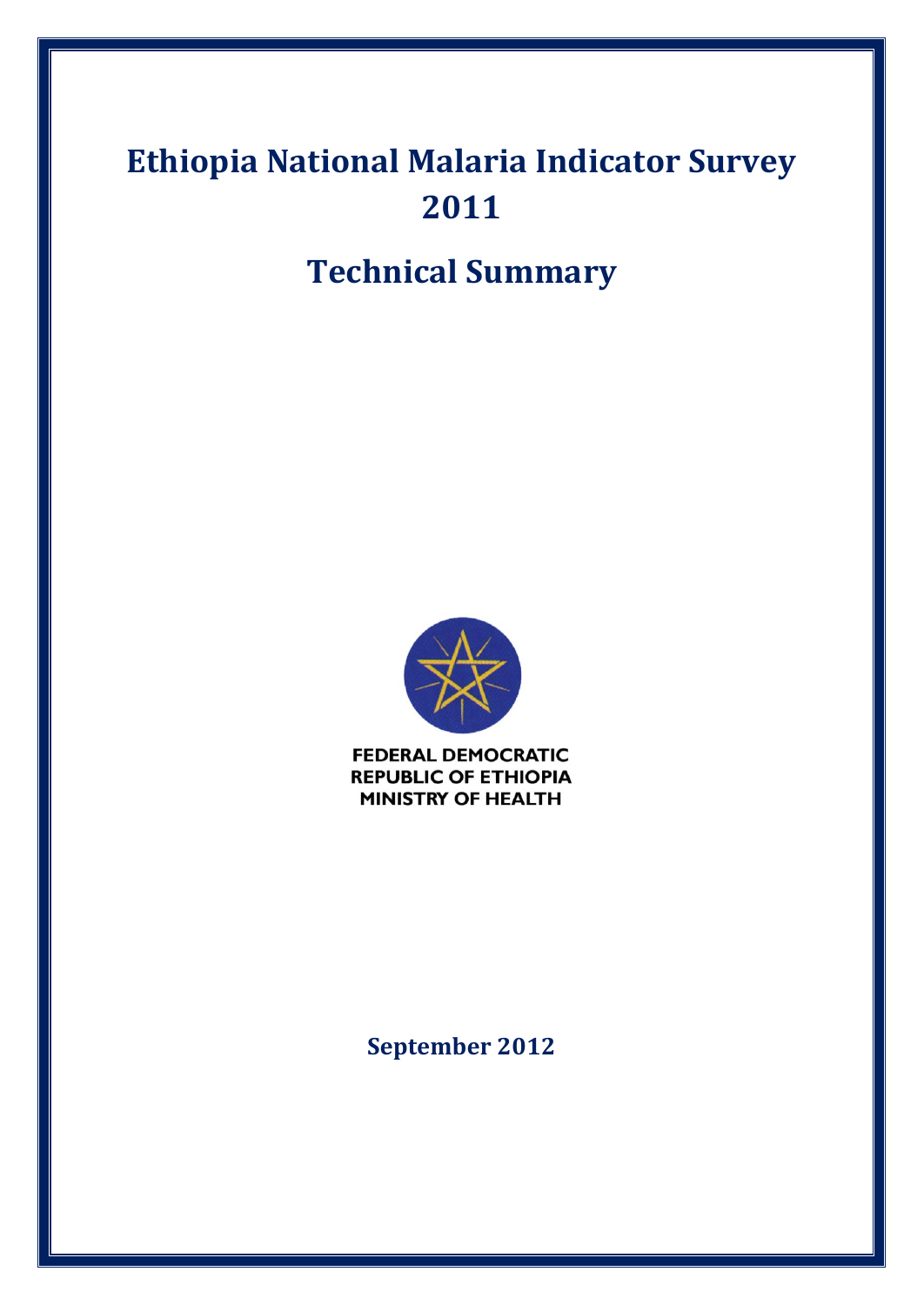# Ethiopia National Malaria Indicator Survey 2011

## Technical Summary

FEDERAL DEMOCRATIC
REPUBLIC OF ETHIOPIA
MINISTRY OF HEALTH

**September 2012**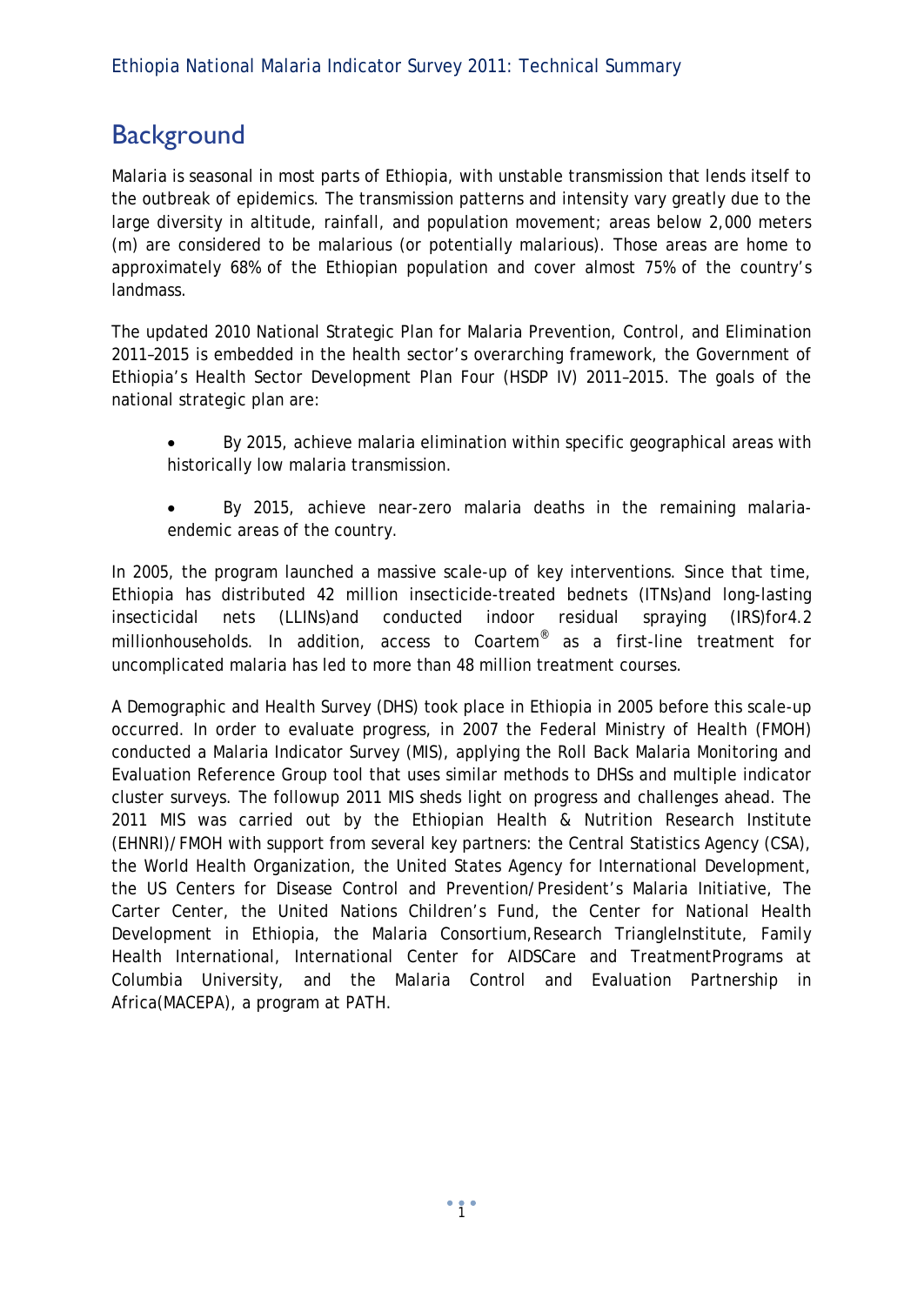## Background

Malaria is seasonal in most parts of Ethiopia, with unstable transmission that lends itself to the outbreak of epidemics. The transmission patterns and intensity vary greatly due to the large diversity in altitude, rainfall, and population movement; areas below 2,000 meters (m) are considered to be malarious (or potentially malarious). Those areas are home to approximately 68% of the Ethiopian population and cover almost 75% of the country's landmass.

The updated 2010 National Strategic Plan for Malaria Prevention, Control, and Elimination 2011–2015 is embedded in the health sector's overarching framework, the Government of Ethiopia's Health Sector Development Plan Four (HSDP IV) 2011–2015. The goals of the national strategic plan are:

- By 2015, achieve malaria elimination within specific geographical areas with historically low malaria transmission.
- By 2015, achieve near-zero malaria deaths in the remaining malaria-endemic areas of the country.

In 2005, the program launched a massive scale-up of key interventions. Since that time, Ethiopia has distributed 42 million insecticide-treated bednets (ITNs)and long-lasting insecticidal nets (LLINs)and conducted indoor residual spraying (IRS)for4.2 millionhouseholds. In addition, access to Coartem® as a first-line treatment for uncomplicated malaria has led to more than 48 million treatment courses.

A Demographic and Health Survey (DHS) took place in Ethiopia in 2005 before this scale-up occurred. In order to evaluate progress, in 2007 the Federal Ministry of Health (FMOH) conducted a Malaria Indicator Survey (MIS), applying the Roll Back Malaria Monitoring and Evaluation Reference Group tool that uses similar methods to DHSs and multiple indicator cluster surveys. The followup 2011 MIS sheds light on progress and challenges ahead. The 2011 MIS was carried out by the Ethiopian Health & Nutrition Research Institute (EHNRI)/FMOH with support from several key partners: the Central Statistics Agency (CSA), the World Health Organization, the United States Agency for International Development, the US Centers for Disease Control and Prevention/President's Malaria Initiative, The Carter Center, the United Nations Children's Fund, the Center for National Health Development in Ethiopia, the Malaria Consortium,Research TriangleInstitute, Family Health International, International Center for AIDSCare and TreatmentPrograms at Columbia University, and the Malaria Control and Evaluation Partnership in Africa(MACEPA), a program at PATH.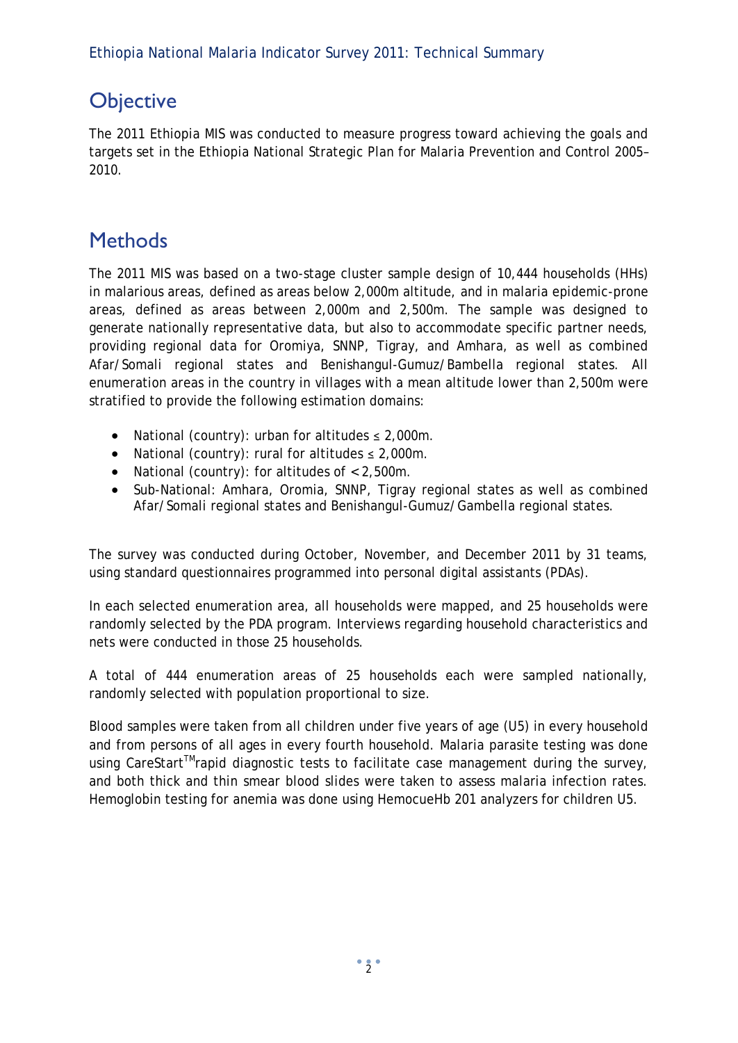## Objective

The 2011 Ethiopia MIS was conducted to measure progress toward achieving the goals and targets set in the Ethiopia National Strategic Plan for Malaria Prevention and Control 2005–2010.

## Methods

The 2011 MIS was based on a two-stage cluster sample design of 10,444 households (HHs) in malarious areas, defined as areas below 2,000m altitude, and in malaria epidemic-prone areas, defined as areas between 2,000m and 2,500m. The sample was designed to generate nationally representative data, but also to accommodate specific partner needs, providing regional data for Oromiya, SNNP, Tigray, and Amhara, as well as combined Afar/Somali regional states and Benishangul-Gumuz/Bambella regional states. All enumeration areas in the country in villages with a mean altitude lower than 2,500m were stratified to provide the following estimation domains:

- National (country): urban for altitudes ≤ 2,000m.
- National (country): rural for altitudes ≤ 2,000m.
- National (country): for altitudes of < 2,500m.
- Sub-National: Amhara, Oromia, SNNP, Tigray regional states as well as combined Afar/Somali regional states and Benishangul-Gumuz/Gambella regional states.

The survey was conducted during October, November, and December 2011 by 31 teams, using standard questionnaires programmed into personal digital assistants (PDAs).

In each selected enumeration area, all households were mapped, and 25 households were randomly selected by the PDA program. Interviews regarding household characteristics and nets were conducted in those 25 households.

A total of 444 enumeration areas of 25 households each were sampled nationally, randomly selected with population proportional to size.

Blood samples were taken from all children under five years of age (U5) in every household and from persons of all ages in every fourth household. Malaria parasite testing was done using CareStart™rapid diagnostic tests to facilitate case management during the survey, and both thick and thin smear blood slides were taken to assess malaria infection rates. Hemoglobin testing for anemia was done using HemocueHb 201 analyzers for children U5.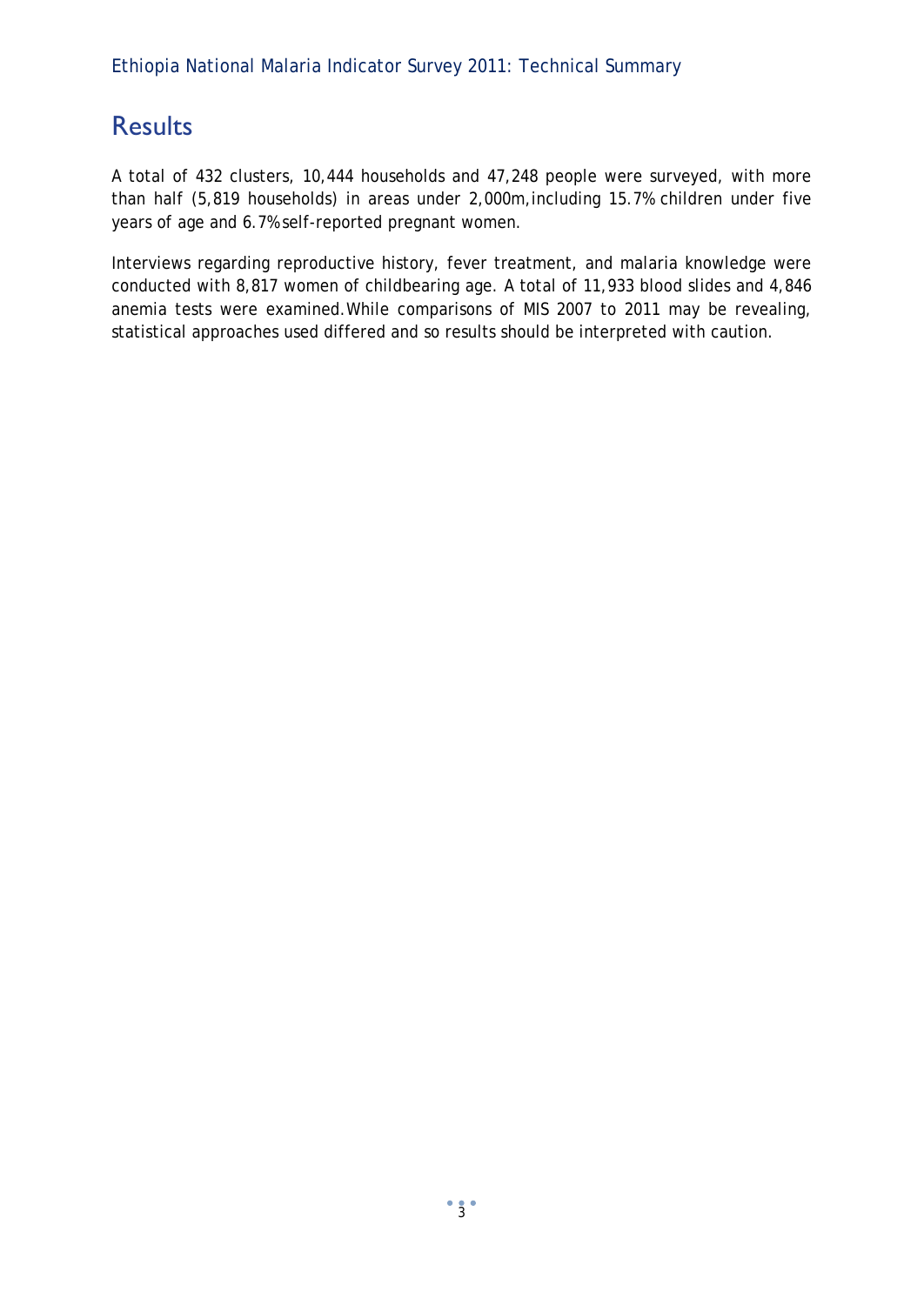## Results

A total of 432 clusters, 10,444 households and 47,248 people were surveyed, with more than half (5,819 households) in areas under 2,000m, including 15.7% children under five years of age and 6.7% self-reported pregnant women.

Interviews regarding reproductive history, fever treatment, and malaria knowledge were conducted with 8,817 women of childbearing age. A total of 11,933 blood slides and 4,846 anemia tests were examined. While comparisons of MIS 2007 to 2011 may be revealing, statistical approaches used differed and so results should be interpreted with caution.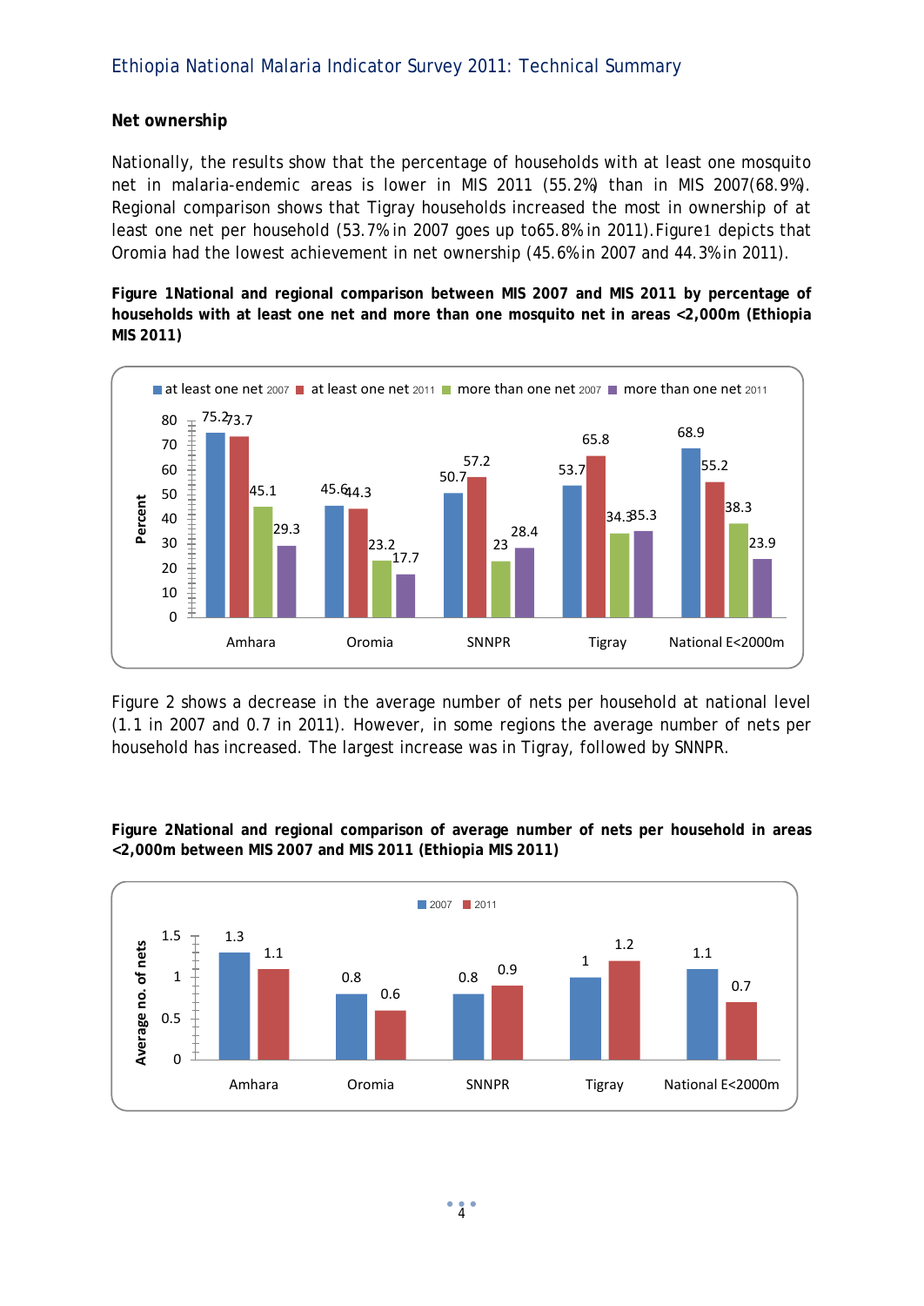## Net ownership

Nationally, the results show that the percentage of households with at least one mosquito net in malaria-endemic areas is lower in MIS 2011 (55.2%) than in MIS 2007(68.9%). Regional comparison shows that Tigray households increased the most in ownership of at least one net per household (53.7% in 2007 goes up to65.8% in 2011). Figure1 depicts that Oromia had the lowest achievement in net ownership (45.6% in 2007 and 44.3% in 2011).

**Figure 1National and regional comparison between MIS 2007 and MIS 2011 by percentage of households with at least one net and more than one mosquito net in areas <2,000m (Ethiopia MIS 2011)**

| Percent | at least one net 2007 | at least one net 2011 | more than one net 2007 | more than one net 2011 |
|---|---|---|---|---|
| Amhara | 75.2 | 73.7 | 45.1 | 29.3 |
| Oromia | 45.6 | 44.3 | 23.2 | 17.7 |
| SNNPR | 50.7 | 57.2 | 23 | 28.4 |
| Tigray | 53.7 | 65.8 | 34.3 | 35.3 |
| National E<2000m | 68.9 | 55.2 | 38.3 | 23.9 |

Figure 2 shows a decrease in the average number of nets per household at national level (1.1 in 2007 and 0.7 in 2011). However, in some regions the average number of nets per household has increased. The largest increase was in Tigray, followed by SNNPR.

**Figure 2National and regional comparison of average number of nets per household in areas <2,000m between MIS 2007 and MIS 2011 (Ethiopia MIS 2011)**

| Average no. of nets | 2007 | 2011 |
|---|---|---|
| Amhara | 1.3 | 1.1 |
| Oromia | 0.8 | 0.6 |
| SNNPR | 0.8 | 0.9 |
| Tigray | 1 | 1.2 |
| National E<2000m | 1.1 | 0.7 |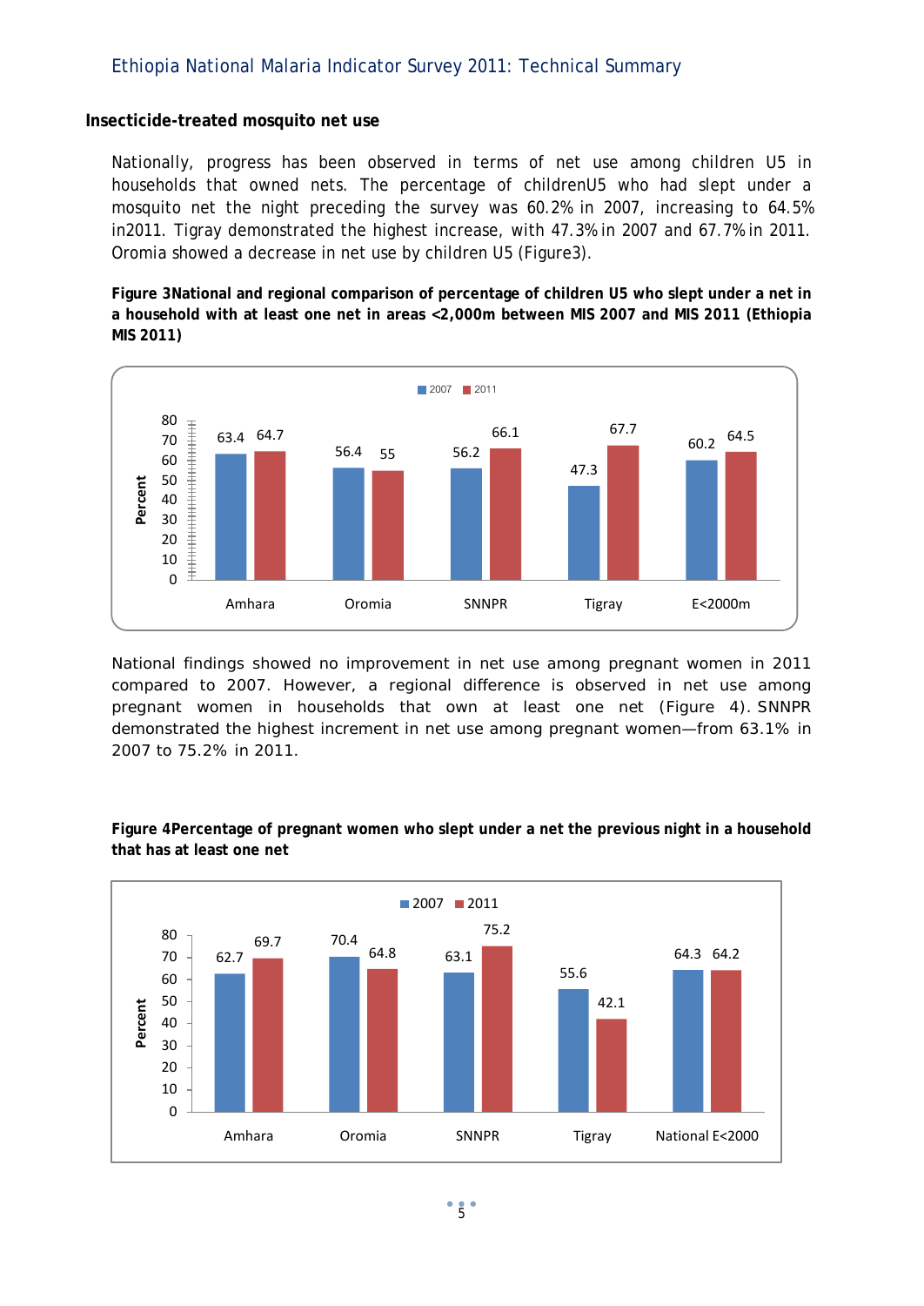## Insecticide-treated mosquito net use

Nationally, progress has been observed in terms of net use among children U5 in households that owned nets. The percentage of childrenU5 who had slept under a mosquito net the night preceding the survey was 60.2% in 2007, increasing to 64.5% in2011. Tigray demonstrated the highest increase, with 47.3% in 2007 and 67.7% in 2011. Oromia showed a decrease in net use by children U5 (Figure3).

**Figure 3National and regional comparison of percentage of children U5 who slept under a net in a household with at least one net in areas <2,000m between MIS 2007 and MIS 2011 (Ethiopia MIS 2011)**

| Region | 2007 | 2011 |
|---|---|---|
| Amhara | 63.4 | 64.7 |
| Oromia | 56.4 | 55 |
| SNNPR | 56.2 | 66.1 |
| Tigray | 47.3 | 67.7 |
| E<2000m | 60.2 | 64.5 |

National findings showed no improvement in net use among pregnant women in 2011 compared to 2007. However, a regional difference is observed in net use among pregnant women in households that own at least one net (Figure 4). SNNPR demonstrated the highest increment in net use among pregnant women—from 63.1% in 2007 to 75.2% in 2011.

**Figure 4Percentage of pregnant women who slept under a net the previous night in a household that has at least one net**

| Region | 2007 | 2011 |
|---|---|---|
| Amhara | 62.7 | 69.7 |
| Oromia | 70.4 | 64.8 |
| SNNPR | 63.1 | 75.2 |
| Tigray | 55.6 | 42.1 |
| National E<2000 | 64.3 | 64.2 |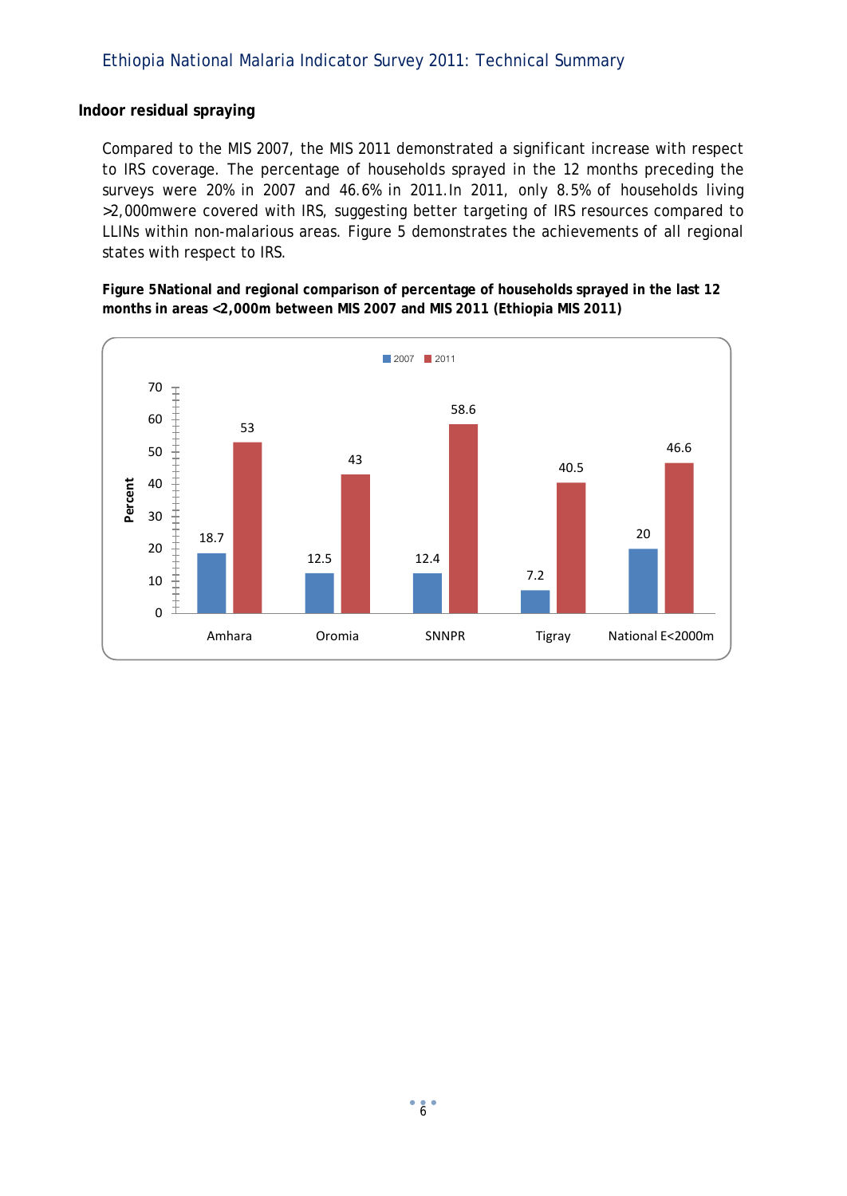## Indoor residual spraying

Compared to the MIS 2007, the MIS 2011 demonstrated a significant increase with respect to IRS coverage. The percentage of households sprayed in the 12 months preceding the surveys were 20% in 2007 and 46.6% in 2011.In 2011, only 8.5% of households living >2,000mwere covered with IRS, suggesting better targeting of IRS resources compared to LLINs within non-malarious areas. Figure 5 demonstrates the achievements of all regional states with respect to IRS.

**Figure 5National and regional comparison of percentage of households sprayed in the last 12 months in areas <2,000m between MIS 2007 and MIS 2011 (Ethiopia MIS 2011)**

| | 2007 | 2011 |
|---|---|---|
| Amhara | 18.7 | 53 |
| Oromia | 12.5 | 43 |
| SNNPR | 12.4 | 58.6 |
| Tigray | 7.2 | 40.5 |
| National E<2000m | 20 | 46.6 |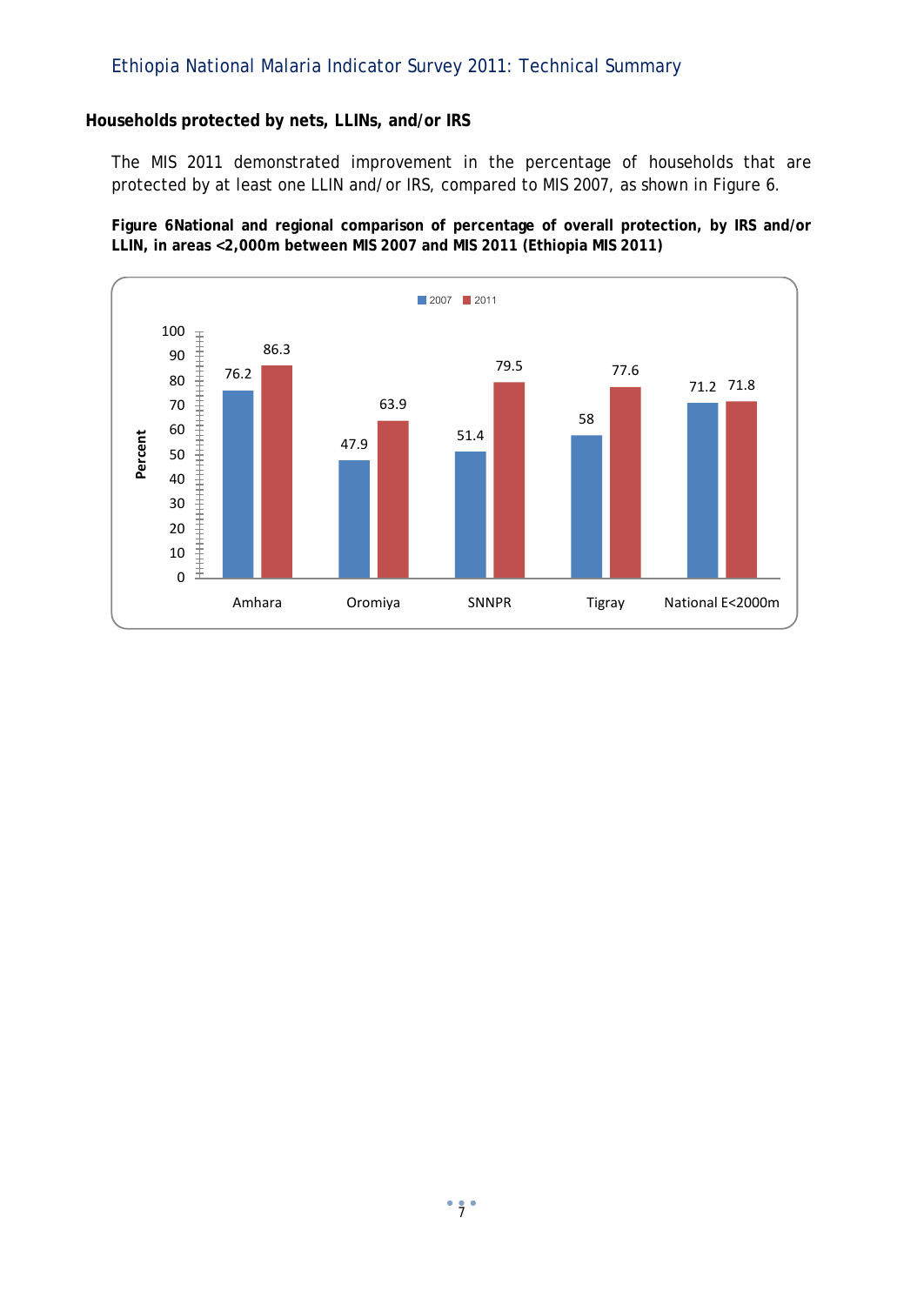### Households protected by nets, LLINs, and/or IRS

The MIS 2011 demonstrated improvement in the percentage of households that are protected by at least one LLIN and/or IRS, compared to MIS 2007, as shown in Figure 6.

**Figure 6 National and regional comparison of percentage of overall protection, by IRS and/or LLIN, in areas <2,000m between MIS 2007 and MIS 2011 (Ethiopia MIS 2011)**

| Region | 2007 (Percent) | 2011 (Percent) |
|---|---|---|
| Amhara | 76.2 | 86.3 |
| Oromiya | 47.9 | 63.9 |
| SNNPR | 51.4 | 79.5 |
| Tigray | 58 | 77.6 |
| National E<2000m | 71.2 | 71.8 |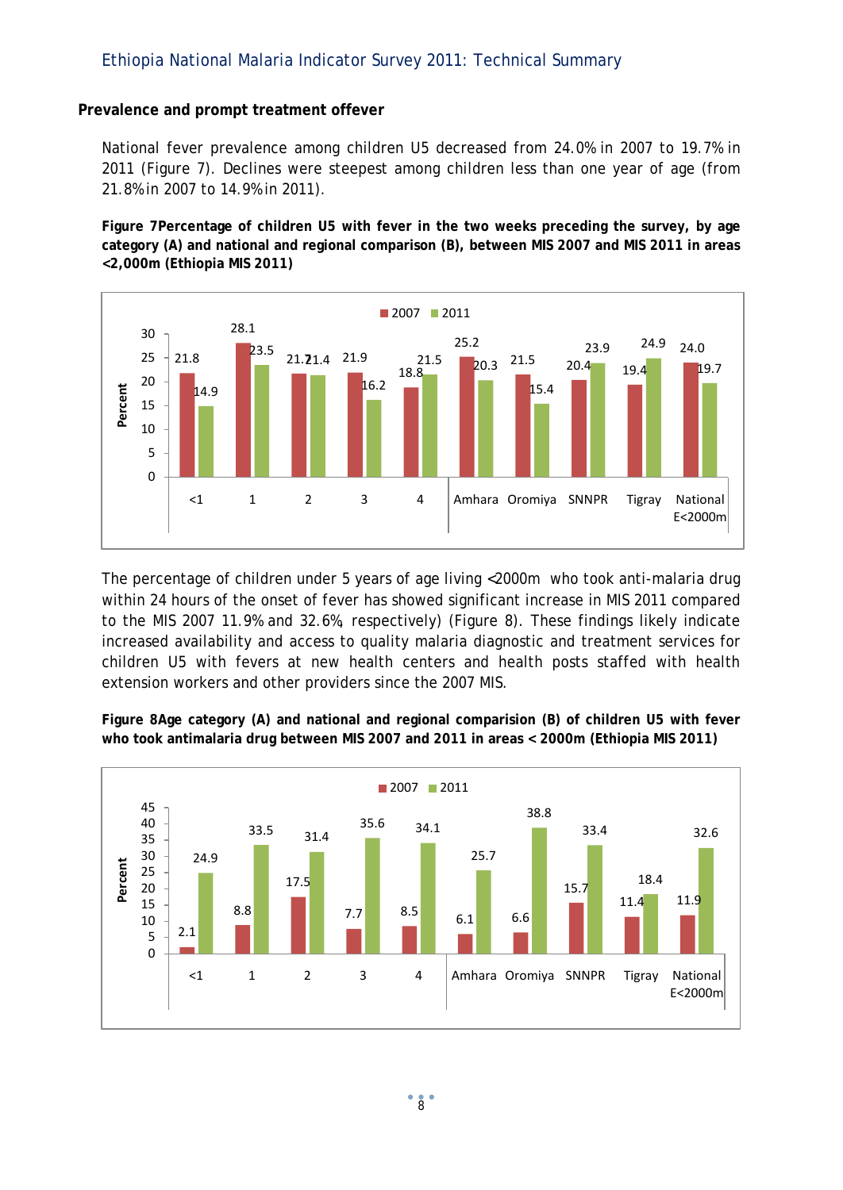### Prevalence and prompt treatment offever

National fever prevalence among children U5 decreased from 24.0% in 2007 to 19.7% in 2011 (Figure 7). Declines were steepest among children less than one year of age (from 21.8% in 2007 to 14.9% in 2011).

**Figure 7Percentage of children U5 with fever in the two weeks preceding the survey, by age category (A) and national and regional comparison (B), between MIS 2007 and MIS 2011 in areas <2,000m (Ethiopia MIS 2011)**

| Percent | 2007 | 2011 |
|---|---|---|
| <1 | 21.8 | 14.9 |
| 1 | 28.1 | 23.5 |
| 2 | 21.7 | 21.4 |
| 3 | 21.9 | 16.2 |
| 4 | 18.8 | 21.5 |
| Amhara | 25.2 | 20.3 |
| Oromiya | 21.5 | 15.4 |
| SNNPR | 20.4 | 23.9 |
| Tigray | 19.4 | 24.9 |
| National E<2000m | 24.0 | 19.7 |

The percentage of children under 5 years of age living <2000m who took anti-malaria drug within 24 hours of the onset of fever has showed significant increase in MIS 2011 compared to the MIS 2007 11.9% and 32.6%, respectively) (Figure 8). These findings likely indicate increased availability and access to quality malaria diagnostic and treatment services for children U5 with fevers at new health centers and health posts staffed with health extension workers and other providers since the 2007 MIS.

**Figure 8Age category (A) and national and regional comparision (B) of children U5 with fever who took antimalaria drug between MIS 2007 and 2011 in areas < 2000m (Ethiopia MIS 2011)**

| Percent | 2007 | 2011 |
|---|---|---|
| <1 | 2.1 | 24.9 |
| 1 | 8.8 | 33.5 |
| 2 | 17.5 | 31.4 |
| 3 | 7.7 | 35.6 |
| 4 | 8.5 | 34.1 |
| Amhara | 6.1 | 25.7 |
| Oromiya | 6.6 | 38.8 |
| SNNPR | 15.7 | 33.4 |
| Tigray | 11.4 | 18.4 |
| National E<2000m | 11.9 | 32.6 |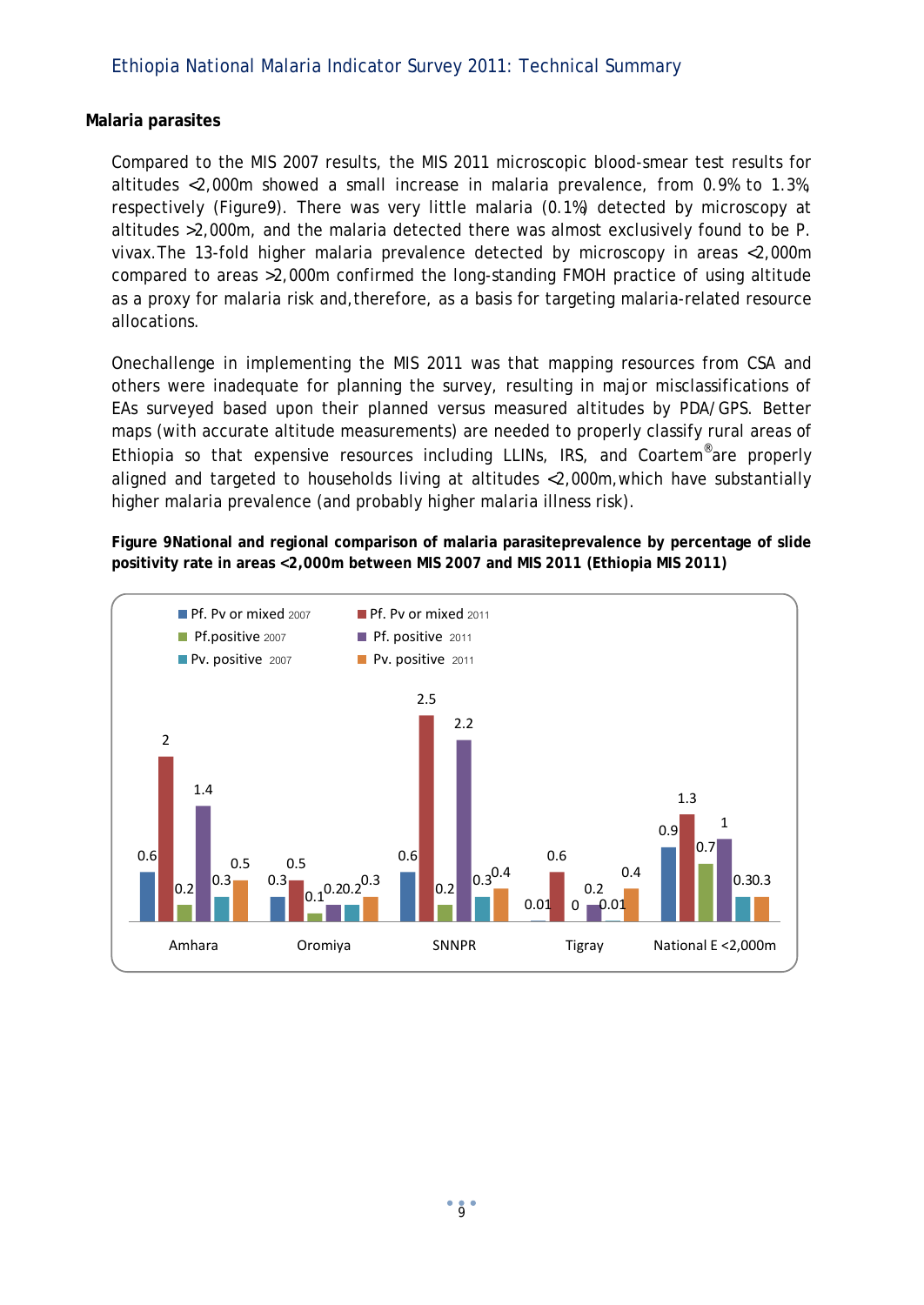## Malaria parasites

Compared to the MIS 2007 results, the MIS 2011 microscopic blood-smear test results for altitudes <2,000m showed a small increase in malaria prevalence, from 0.9% to 1.3%, respectively (Figure9). There was very little malaria (0.1%) detected by microscopy at altitudes >2,000m, and the malaria detected there was almost exclusively found to be P. vivax.The 13-fold higher malaria prevalence detected by microscopy in areas <2,000m compared to areas >2,000m confirmed the long-standing FMOH practice of using altitude as a proxy for malaria risk and,therefore, as a basis for targeting malaria-related resource allocations.

Onechallenge in implementing the MIS 2011 was that mapping resources from CSA and others were inadequate for planning the survey, resulting in major misclassifications of EAs surveyed based upon their planned versus measured altitudes by PDA/GPS. Better maps (with accurate altitude measurements) are needed to properly classify rural areas of Ethiopia so that expensive resources including LLINs, IRS, and Coartem®are properly aligned and targeted to households living at altitudes <2,000m,which have substantially higher malaria prevalence (and probably higher malaria illness risk).

**Figure 9National and regional comparison of malaria parasiteprevalence by percentage of slide positivity rate in areas <2,000m between MIS 2007 and MIS 2011 (Ethiopia MIS 2011)**

| | Pf. Pv or mixed 2007 | Pf. Pv or mixed 2011 | Pf.positive 2007 | Pf. positive 2011 | Pv. positive 2007 | Pv. positive 2011 |
|---|---|---|---|---|---|---|
| Amhara | 0.6 | 2 | 0.2 | 1.4 | 0.3 | 0.5 |
| Oromiya | 0.3 | 0.5 | 0.1 | 0.2 | 0.2 | 0.3 |
| SNNPR | 0.6 | 2.5 | 0.2 | 2.2 | 0.3 | 0.4 |
| Tigray | 0.01 | 0.6 | 0 | 0.2 | 0.01 | 0.4 |
| National E <2,000m | 0.9 | 1.3 | 0.7 | 1 | 0.3 | 0.3 |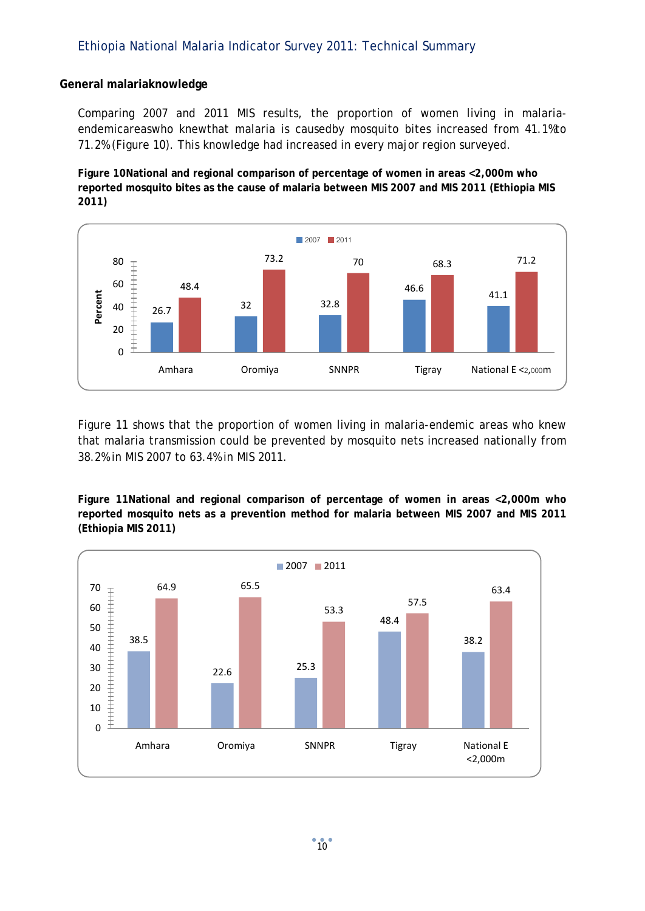### General malariaknowledge

Comparing 2007 and 2011 MIS results, the proportion of women living in malaria-endemicareaswho knewthat malaria is causedby mosquito bites increased from 41.1%to 71.2%(Figure 10). This knowledge had increased in every major region surveyed.

**Figure 10National and regional comparison of percentage of women in areas <2,000m who reported mosquito bites as the cause of malaria between MIS 2007 and MIS 2011 (Ethiopia MIS 2011)**

| Region | 2007 | 2011 |
|---|---|---|
| Amhara | 26.7 | 48.4 |
| Oromiya | 32 | 73.2 |
| SNNPR | 32.8 | 70 |
| Tigray | 46.6 | 68.3 |
| National E <2,000m | 41.1 | 71.2 |

Figure 11 shows that the proportion of women living in malaria-endemic areas who knew that malaria transmission could be prevented by mosquito nets increased nationally from 38.2%in MIS 2007 to 63.4%in MIS 2011.

**Figure 11National and regional comparison of percentage of women in areas <2,000m who reported mosquito nets as a prevention method for malaria between MIS 2007 and MIS 2011 (Ethiopia MIS 2011)**

| Region | 2007 | 2011 |
|---|---|---|
| Amhara | 38.5 | 64.9 |
| Oromiya | 22.6 | 65.5 |
| SNNPR | 25.3 | 53.3 |
| Tigray | 48.4 | 57.5 |
| National E <2,000m | 38.2 | 63.4 |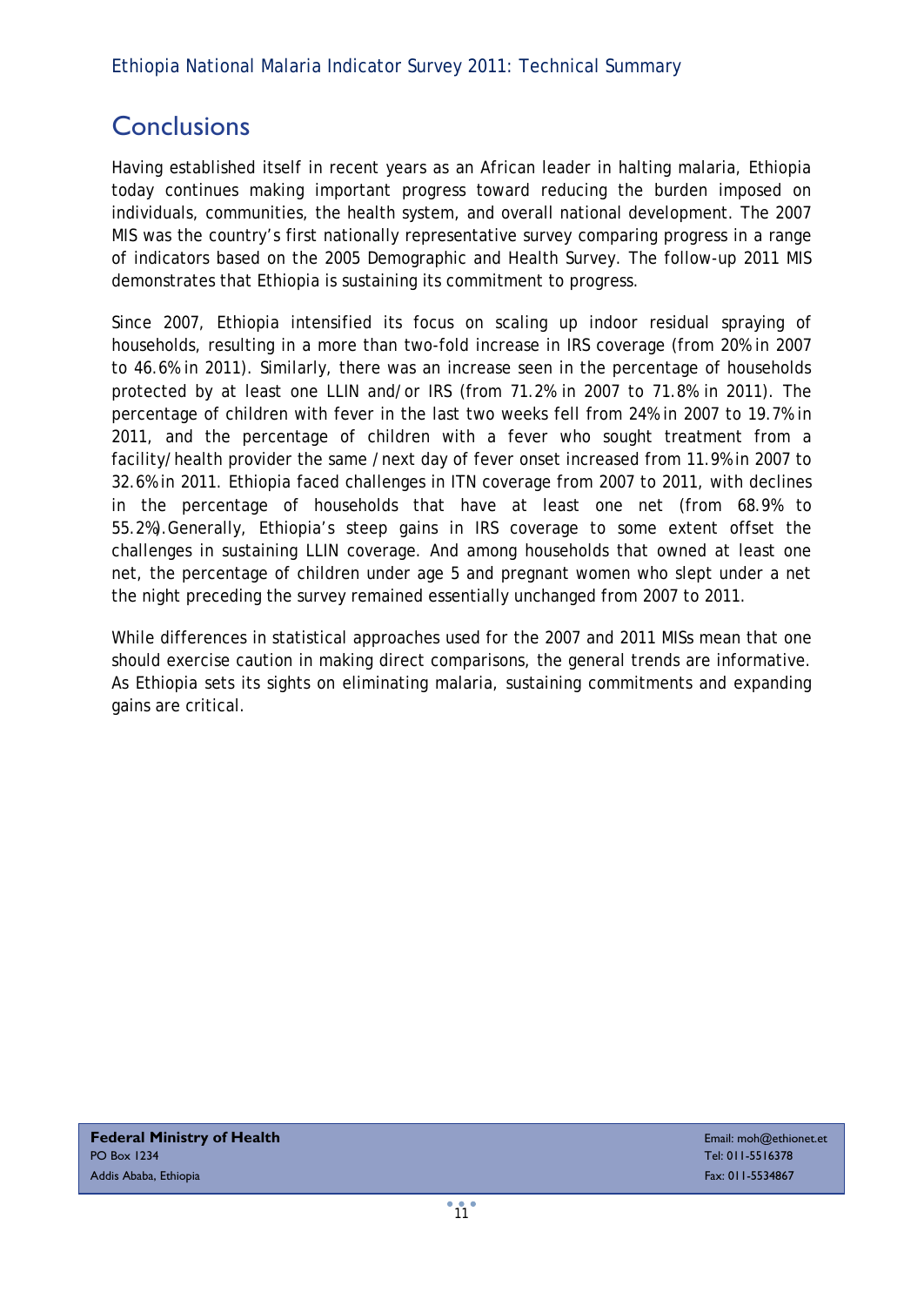# Conclusions

Having established itself in recent years as an African leader in halting malaria, Ethiopia today continues making important progress toward reducing the burden imposed on individuals, communities, the health system, and overall national development. The 2007 MIS was the country's first nationally representative survey comparing progress in a range of indicators based on the 2005 Demographic and Health Survey. The follow-up 2011 MIS demonstrates that Ethiopia is sustaining its commitment to progress.

Since 2007, Ethiopia intensified its focus on scaling up indoor residual spraying of households, resulting in a more than two-fold increase in IRS coverage (from 20% in 2007 to 46.6% in 2011). Similarly, there was an increase seen in the percentage of households protected by at least one LLIN and/or IRS (from 71.2% in 2007 to 71.8% in 2011). The percentage of children with fever in the last two weeks fell from 24% in 2007 to 19.7% in 2011, and the percentage of children with a fever who sought treatment from a facility/health provider the same /next day of fever onset increased from 11.9% in 2007 to 32.6% in 2011. Ethiopia faced challenges in ITN coverage from 2007 to 2011, with declines in the percentage of households that have at least one net (from 68.9% to 55.2%).Generally, Ethiopia's steep gains in IRS coverage to some extent offset the challenges in sustaining LLIN coverage. And among households that owned at least one net, the percentage of children under age 5 and pregnant women who slept under a net the night preceding the survey remained essentially unchanged from 2007 to 2011.

While differences in statistical approaches used for the 2007 and 2011 MISs mean that one should exercise caution in making direct comparisons, the general trends are informative. As Ethiopia sets its sights on eliminating malaria, sustaining commitments and expanding gains are critical.

**Federal Ministry of Health**
PO Box 1234
Addis Ababa, Ethiopia

Email: moh@ethionet.et
Tel: 011-5516378
Fax: 011-5534867